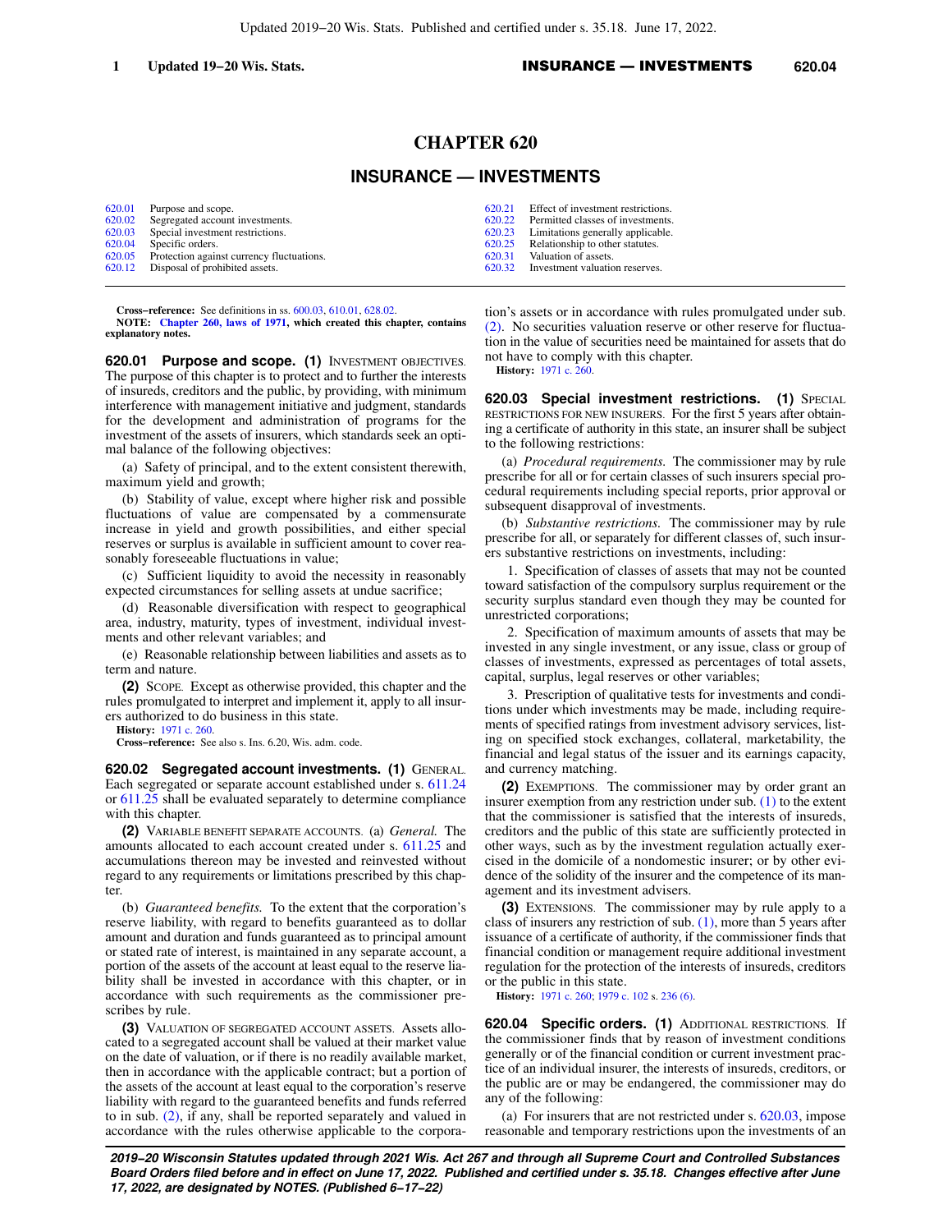# CHAPTER 620

## INSURANCE — INVESTMENTS

| | | | |
|---|---|---|---|
| 620.01 | Purpose and scope. | 620.21 | Effect of investment restrictions. |
| 620.02 | Segregated account investments. | 620.22 | Permitted classes of investments. |
| 620.03 | Special investment restrictions. | 620.23 | Limitations generally applicable. |
| 620.04 | Specific orders. | 620.25 | Relationship to other statutes. |
| 620.05 | Protection against currency fluctuations. | 620.31 | Valuation of assets. |
| 620.12 | Disposal of prohibited assets. | 620.32 | Investment valuation reserves. |

**Cross−reference:** See definitions in ss. 600.03, 610.01, 628.02.

**NOTE: Chapter 260, laws of 1971, which created this chapter, contains explanatory notes.**

**620.01 Purpose and scope. (1)** INVESTMENT OBJECTIVES. The purpose of this chapter is to protect and to further the interests of insureds, creditors and the public, by providing, with minimum interference with management initiative and judgment, standards for the development and administration of programs for the investment of the assets of insurers, which standards seek an optimal balance of the following objectives:

(a) Safety of principal, and to the extent consistent therewith, maximum yield and growth;

(b) Stability of value, except where higher risk and possible fluctuations of value are compensated by a commensurate increase in yield and growth possibilities, and either special reserves or surplus is available in sufficient amount to cover reasonably foreseeable fluctuations in value;

(c) Sufficient liquidity to avoid the necessity in reasonably expected circumstances for selling assets at undue sacrifice;

(d) Reasonable diversification with respect to geographical area, industry, maturity, types of investment, individual investments and other relevant variables; and

(e) Reasonable relationship between liabilities and assets as to term and nature.

**(2)** SCOPE. Except as otherwise provided, this chapter and the rules promulgated to interpret and implement it, apply to all insurers authorized to do business in this state.

**History:** 1971 c. 260.

**Cross−reference:** See also s. Ins. 6.20, Wis. adm. code.

**620.02 Segregated account investments. (1)** GENERAL. Each segregated or separate account established under s. 611.24 or 611.25 shall be evaluated separately to determine compliance with this chapter.

**(2)** VARIABLE BENEFIT SEPARATE ACCOUNTS. (a) *General.* The amounts allocated to each account created under s. 611.25 and accumulations thereon may be invested and reinvested without regard to any requirements or limitations prescribed by this chapter.

(b) *Guaranteed benefits.* To the extent that the corporation's reserve liability, with regard to benefits guaranteed as to dollar amount and duration and funds guaranteed as to principal amount or stated rate of interest, is maintained in any separate account, a portion of the assets of the account at least equal to the reserve liability shall be invested in accordance with this chapter, or in accordance with such requirements as the commissioner prescribes by rule.

**(3)** VALUATION OF SEGREGATED ACCOUNT ASSETS. Assets allocated to a segregated account shall be valued at their market value on the date of valuation, or if there is no readily available market, then in accordance with the applicable contract; but a portion of the assets of the account at least equal to the corporation's reserve liability with regard to the guaranteed benefits and funds referred to in sub. (2), if any, shall be reported separately and valued in accordance with the rules otherwise applicable to the corporation's assets or in accordance with rules promulgated under sub. (2). No securities valuation reserve or other reserve for fluctuation in the value of securities need be maintained for assets that do not have to comply with this chapter.

**History:** 1971 c. 260.

**620.03 Special investment restrictions. (1)** SPECIAL RESTRICTIONS FOR NEW INSURERS. For the first 5 years after obtaining a certificate of authority in this state, an insurer shall be subject to the following restrictions:

(a) *Procedural requirements.* The commissioner may by rule prescribe for all or for certain classes of such insurers special procedural requirements including special reports, prior approval or subsequent disapproval of investments.

(b) *Substantive restrictions.* The commissioner may by rule prescribe for all, or separately for different classes of, such insurers substantive restrictions on investments, including:

1. Specification of classes of assets that may not be counted toward satisfaction of the compulsory surplus requirement or the security surplus standard even though they may be counted for unrestricted corporations;

2. Specification of maximum amounts of assets that may be invested in any single investment, or any issue, class or group of classes of investments, expressed as percentages of total assets, capital, surplus, legal reserves or other variables;

3. Prescription of qualitative tests for investments and conditions under which investments may be made, including requirements of specified ratings from investment advisory services, listing on specified stock exchanges, collateral, marketability, the financial and legal status of the issuer and its earnings capacity, and currency matching.

**(2)** EXEMPTIONS. The commissioner may by order grant an insurer exemption from any restriction under sub. (1) to the extent that the commissioner is satisfied that the interests of insureds, creditors and the public of this state are sufficiently protected in other ways, such as by the investment regulation actually exercised in the domicile of a nondomestic insurer; or by other evidence of the solidity of the insurer and the competence of its management and its investment advisers.

**(3)** EXTENSIONS. The commissioner may by rule apply to a class of insurers any restriction of sub. (1), more than 5 years after issuance of a certificate of authority, if the commissioner finds that financial condition or management require additional investment regulation for the protection of the interests of insureds, creditors or the public in this state.

**History:** 1971 c. 260; 1979 c. 102 s. 236 (6).

**620.04 Specific orders. (1)** ADDITIONAL RESTRICTIONS. If the commissioner finds that by reason of investment conditions generally or of the financial condition or current investment practice of an individual insurer, the interests of insureds, creditors, or the public are or may be endangered, the commissioner may do any of the following:

(a) For insurers that are not restricted under s. 620.03, impose reasonable and temporary restrictions upon the investments of an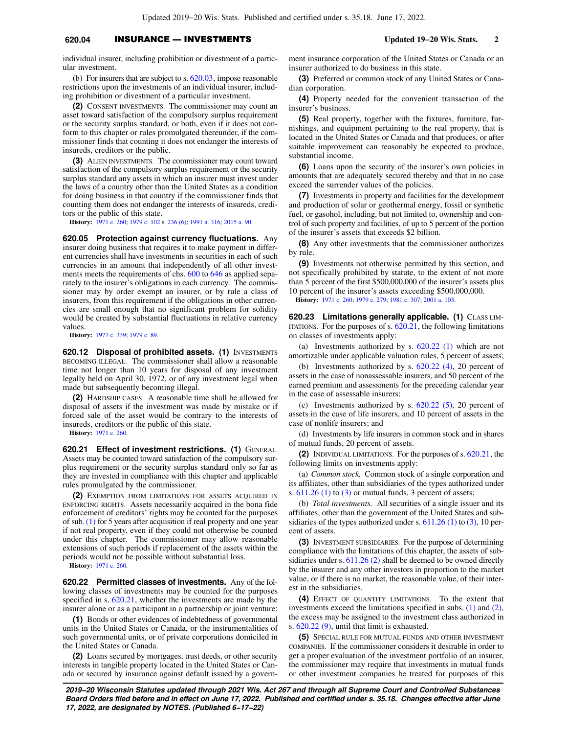individual insurer, including prohibition or divestment of a particular investment.

(b) For insurers that are subject to s. 620.03, impose reasonable restrictions upon the investments of an individual insurer, including prohibition or divestment of a particular investment.

**(2)** CONSENT INVESTMENTS. The commissioner may count an asset toward satisfaction of the compulsory surplus requirement or the security surplus standard, or both, even if it does not conform to this chapter or rules promulgated thereunder, if the commissioner finds that counting it does not endanger the interests of insureds, creditors or the public.

**(3)** ALIEN INVESTMENTS. The commissioner may count toward satisfaction of the compulsory surplus requirement or the security surplus standard any assets in which an insurer must invest under the laws of a country other than the United States as a condition for doing business in that country if the commissioner finds that counting them does not endanger the interests of insureds, creditors or the public of this state.

**History:** 1971 c. 260; 1979 c. 102 s. 236 (6); 1991 a. 316; 2015 a. 90.

**620.05 Protection against currency fluctuations.** Any insurer doing business that requires it to make payment in different currencies shall have investments in securities in each of such currencies in an amount that independently of all other investments meets the requirements of chs. 600 to 646 as applied separately to the insurer's obligations in each currency. The commissioner may by order exempt an insurer, or by rule a class of insurers, from this requirement if the obligations in other currencies are small enough that no significant problem for solidity would be created by substantial fluctuations in relative currency values.

**History:** 1977 c. 339; 1979 c. 89.

**620.12 Disposal of prohibited assets. (1)** INVESTMENTS BECOMING ILLEGAL. The commissioner shall allow a reasonable time not longer than 10 years for disposal of any investment legally held on April 30, 1972, or of any investment legal when made but subsequently becoming illegal.

**(2)** HARDSHIP CASES. A reasonable time shall be allowed for disposal of assets if the investment was made by mistake or if forced sale of the asset would be contrary to the interests of insureds, creditors or the public of this state.

**History:** 1971 c. 260.

**620.21 Effect of investment restrictions. (1)** GENERAL. Assets may be counted toward satisfaction of the compulsory surplus requirement or the security surplus standard only so far as they are invested in compliance with this chapter and applicable rules promulgated by the commissioner.

**(2)** EXEMPTION FROM LIMITATIONS FOR ASSETS ACQUIRED IN ENFORCING RIGHTS. Assets necessarily acquired in the bona fide enforcement of creditors' rights may be counted for the purposes of sub. (1) for 5 years after acquisition if real property and one year if not real property, even if they could not otherwise be counted under this chapter. The commissioner may allow reasonable extensions of such periods if replacement of the assets within the periods would not be possible without substantial loss.

**History:** 1971 c. 260.

**620.22 Permitted classes of investments.** Any of the following classes of investments may be counted for the purposes specified in s. 620.21, whether the investments are made by the insurer alone or as a participant in a partnership or joint venture:

**(1)** Bonds or other evidences of indebtedness of governmental units in the United States or Canada, or the instrumentalities of such governmental units, or of private corporations domiciled in the United States or Canada.

**(2)** Loans secured by mortgages, trust deeds, or other security interests in tangible property located in the United States or Canada or secured by insurance against default issued by a government insurance corporation of the United States or Canada or an insurer authorized to do business in this state.

**(3)** Preferred or common stock of any United States or Canadian corporation.

**(4)** Property needed for the convenient transaction of the insurer's business.

**(5)** Real property, together with the fixtures, furniture, furnishings, and equipment pertaining to the real property, that is located in the United States or Canada and that produces, or after suitable improvement can reasonably be expected to produce, substantial income.

**(6)** Loans upon the security of the insurer's own policies in amounts that are adequately secured thereby and that in no case exceed the surrender values of the policies.

**(7)** Investments in property and facilities for the development and production of solar or geothermal energy, fossil or synthetic fuel, or gasohol, including, but not limited to, ownership and control of such property and facilities, of up to 5 percent of the portion of the insurer's assets that exceeds $2 billion.

**(8)** Any other investments that the commissioner authorizes by rule.

**(9)** Investments not otherwise permitted by this section, and not specifically prohibited by statute, to the extent of not more than 5 percent of the first $500,000,000 of the insurer's assets plus 10 percent of the insurer's assets exceeding $500,000,000.

**History:** 1971 c. 260; 1979 c. 279; 1981 c. 307; 2001 a. 103.

**620.23 Limitations generally applicable. (1)** CLASS LIMITATIONS. For the purposes of s. 620.21, the following limitations on classes of investments apply:

(a) Investments authorized by s. 620.22 (1) which are not amortizable under applicable valuation rules, 5 percent of assets;

(b) Investments authorized by s. 620.22 (4), 20 percent of assets in the case of nonassessable insurers, and 50 percent of the earned premium and assessments for the preceding calendar year in the case of assessable insurers;

(c) Investments authorized by s. 620.22 (5), 20 percent of assets in the case of life insurers, and 10 percent of assets in the case of nonlife insurers; and

(d) Investments by life insurers in common stock and in shares of mutual funds, 20 percent of assets.

**(2)** INDIVIDUAL LIMITATIONS. For the purposes of s. 620.21, the following limits on investments apply:

(a) *Common stock.* Common stock of a single corporation and its affiliates, other than subsidiaries of the types authorized under s. 611.26 (1) to (3) or mutual funds, 3 percent of assets;

(b) *Total investments.* All securities of a single issuer and its affiliates, other than the government of the United States and subsidiaries of the types authorized under s. 611.26 (1) to (3), 10 percent of assets.

**(3)** INVESTMENT SUBSIDIARIES. For the purpose of determining compliance with the limitations of this chapter, the assets of subsidiaries under s. 611.26 (2) shall be deemed to be owned directly by the insurer and any other investors in proportion to the market value, or if there is no market, the reasonable value, of their interest in the subsidiaries.

**(4)** EFFECT OF QUANTITY LIMITATIONS. To the extent that investments exceed the limitations specified in subs. (1) and (2), the excess may be assigned to the investment class authorized in s. 620.22 (9), until that limit is exhausted.

**(5)** SPECIAL RULE FOR MUTUAL FUNDS AND OTHER INVESTMENT COMPANIES. If the commissioner considers it desirable in order to get a proper evaluation of the investment portfolio of an insurer, the commissioner may require that investments in mutual funds or other investment companies be treated for purposes of this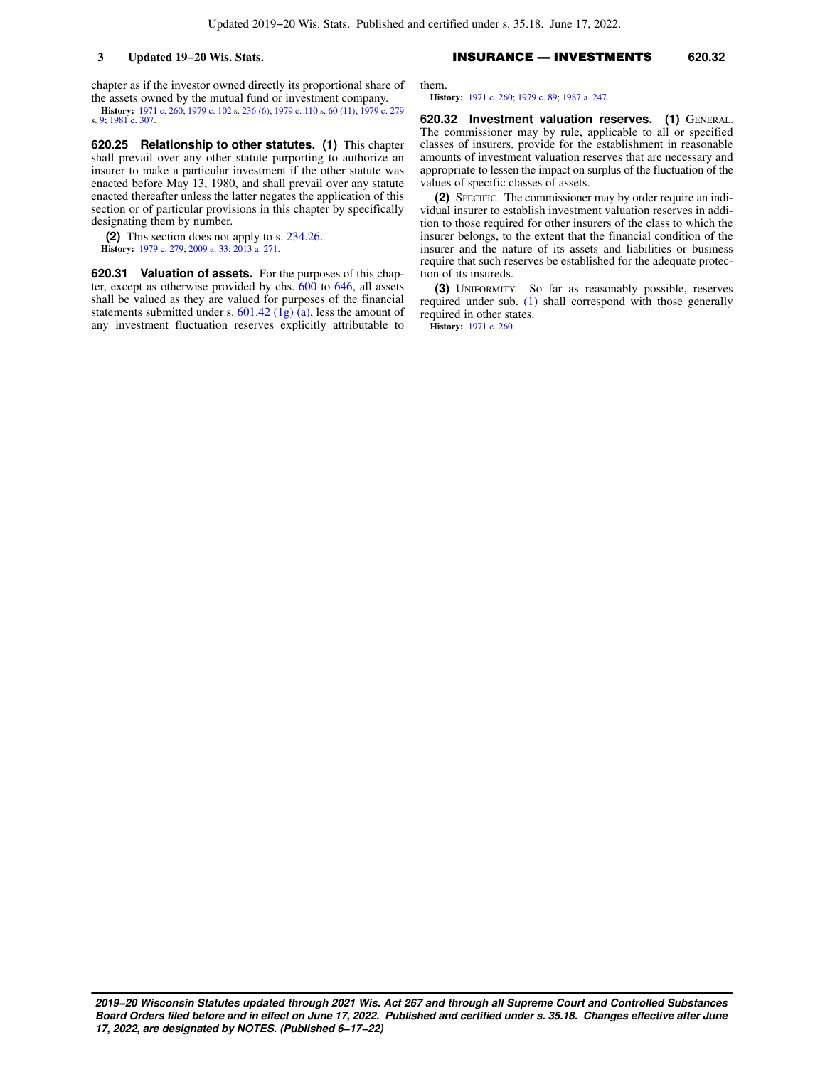chapter as if the investor owned directly its proportional share of the assets owned by the mutual fund or investment company.

**History:** 1971 c. 260; 1979 c. 102 s. 236 (6); 1979 c. 110 s. 60 (11); 1979 c. 279 s. 9; 1981 c. 307.

**620.25 Relationship to other statutes.** **(1)** This chapter shall prevail over any other statute purporting to authorize an insurer to make a particular investment if the other statute was enacted before May 13, 1980, and shall prevail over any statute enacted thereafter unless the latter negates the application of this section or of particular provisions in this chapter by specifically designating them by number.

**(2)** This section does not apply to s. 234.26.

**History:** 1979 c. 279; 2009 a. 33; 2013 a. 271.

**620.31 Valuation of assets.** For the purposes of this chapter, except as otherwise provided by chs. 600 to 646, all assets shall be valued as they are valued for purposes of the financial statements submitted under s. 601.42 (1g) (a), less the amount of any investment fluctuation reserves explicitly attributable to them.

**History:** 1971 c. 260; 1979 c. 89; 1987 a. 247.

**620.32 Investment valuation reserves.** **(1)** GENERAL. The commissioner may by rule, applicable to all or specified classes of insurers, provide for the establishment in reasonable amounts of investment valuation reserves that are necessary and appropriate to lessen the impact on surplus of the fluctuation of the values of specific classes of assets.

**(2)** SPECIFIC. The commissioner may by order require an individual insurer to establish investment valuation reserves in addition to those required for other insurers of the class to which the insurer belongs, to the extent that the financial condition of the insurer and the nature of its assets and liabilities or business require that such reserves be established for the adequate protection of its insureds.

**(3)** UNIFORMITY. So far as reasonably possible, reserves required under sub. (1) shall correspond with those generally required in other states.

**History:** 1971 c. 260.